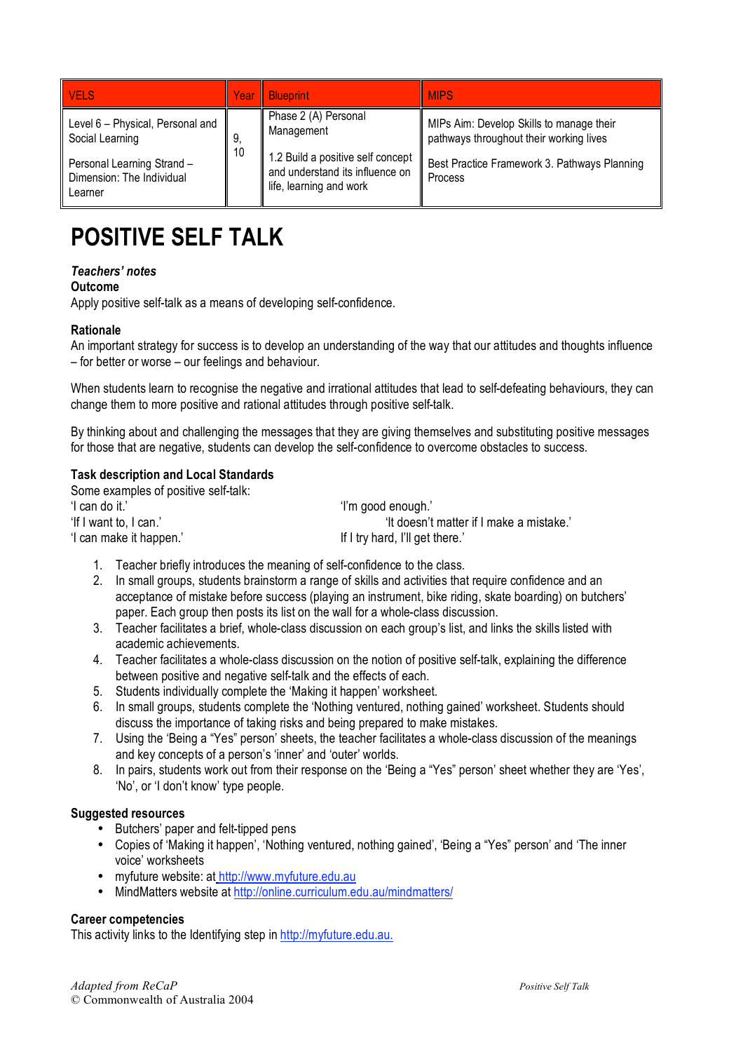| VELS | Year | Blueprint | MIPS |
|---|---|---|---|
| Level 6 – Physical, Personal and Social Learning<br><br>Personal Learning Strand – Dimension: The Individual Learner | 9, 10 | Phase 2 (A) Personal Management<br><br>1.2 Build a positive self concept and understand its influence on life, learning and work | MIPs Aim: Develop Skills to manage their pathways throughout their working lives<br><br>Best Practice Framework 3. Pathways Planning Process |

# POSITIVE SELF TALK

***Teachers' notes***

**Outcome**

Apply positive self-talk as a means of developing self-confidence.

**Rationale**

An important strategy for success is to develop an understanding of the way that our attitudes and thoughts influence – for better or worse – our feelings and behaviour.

When students learn to recognise the negative and irrational attitudes that lead to self-defeating behaviours, they can change them to more positive and rational attitudes through positive self-talk.

By thinking about and challenging the messages that they are giving themselves and substituting positive messages for those that are negative, students can develop the self-confidence to overcome obstacles to success.

**Task description and Local Standards**

Some examples of positive self-talk:

'I can do it.'
'If I want to, I can.'
'I can make it happen.'
'I'm good enough.'
'It doesn't matter if I make a mistake.'
If I try hard, I'll get there.'

1. Teacher briefly introduces the meaning of self-confidence to the class.
2. In small groups, students brainstorm a range of skills and activities that require confidence and an acceptance of mistake before success (playing an instrument, bike riding, skate boarding) on butchers' paper. Each group then posts its list on the wall for a whole-class discussion.
3. Teacher facilitates a brief, whole-class discussion on each group's list, and links the skills listed with academic achievements.
4. Teacher facilitates a whole-class discussion on the notion of positive self-talk, explaining the difference between positive and negative self-talk and the effects of each.
5. Students individually complete the 'Making it happen' worksheet.
6. In small groups, students complete the 'Nothing ventured, nothing gained' worksheet. Students should discuss the importance of taking risks and being prepared to make mistakes.
7. Using the 'Being a "Yes" person' sheets, the teacher facilitates a whole-class discussion of the meanings and key concepts of a person's 'inner' and 'outer' worlds.
8. In pairs, students work out from their response on the 'Being a "Yes" person' sheet whether they are 'Yes', 'No', or 'I don't know' type people.

**Suggested resources**

- Butchers' paper and felt-tipped pens
- Copies of 'Making it happen', 'Nothing ventured, nothing gained', 'Being a "Yes" person' and 'The inner voice' worksheets
- myfuture website: at http://www.myfuture.edu.au
- MindMatters website at http://online.curriculum.edu.au/mindmatters/

**Career competencies**

This activity links to the Identifying step in http://myfuture.edu.au.

*Adapted from ReCaP*
© Commonwealth of Australia 2004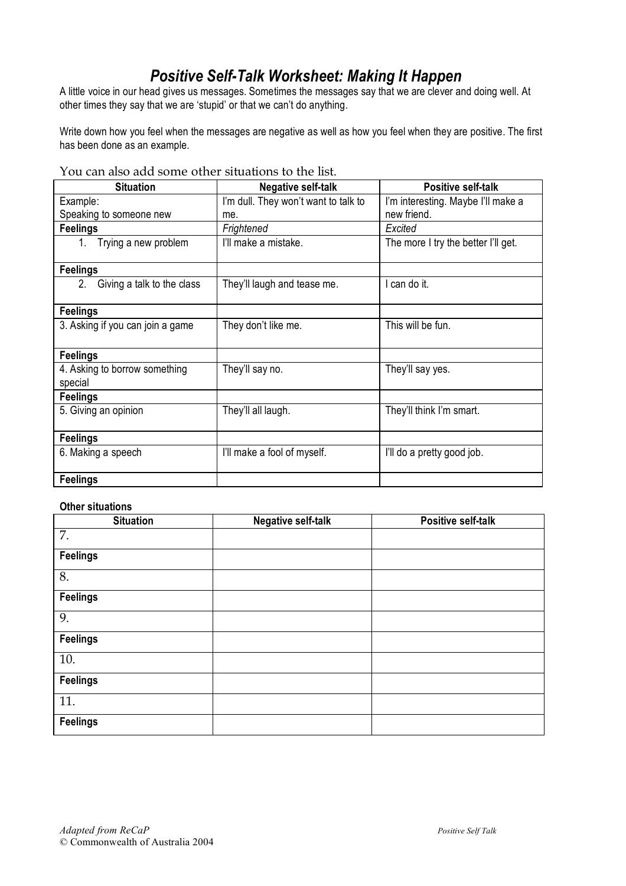# *Positive Self-Talk Worksheet: Making It Happen*

A little voice in our head gives us messages. Sometimes the messages say that we are clever and doing well. At other times they say that we are 'stupid' or that we can't do anything.

Write down how you feel when the messages are negative as well as how you feel when they are positive. The first has been done as an example.

You can also add some other situations to the list.

| Situation | Negative self-talk | Positive self-talk |
|---|---|---|
| Example: Speaking to someone new | I'm dull. They won't want to talk to me. | I'm interesting. Maybe I'll make a new friend. |
| **Feelings** | *Frightened* | *Excited* |
| 1. Trying a new problem | I'll make a mistake. | The more I try the better I'll get. |
| **Feelings** | | |
| 2. Giving a talk to the class | They'll laugh and tease me. | I can do it. |
| **Feelings** | | |
| 3. Asking if you can join a game | They don't like me. | This will be fun. |
| **Feelings** | | |
| 4. Asking to borrow something special | They'll say no. | They'll say yes. |
| **Feelings** | | |
| 5. Giving an opinion | They'll all laugh. | They'll think I'm smart. |
| **Feelings** | | |
| 6. Making a speech | I'll make a fool of myself. | I'll do a pretty good job. |
| **Feelings** | | |

**Other situations**

| Situation | Negative self-talk | Positive self-talk |
|---|---|---|
| 7. | | |
| **Feelings** | | |
| 8. | | |
| **Feelings** | | |
| 9. | | |
| **Feelings** | | |
| 10. | | |
| **Feelings** | | |
| 11. | | |
| **Feelings** | | |

*Adapted from ReCaP*
© Commonwealth of Australia 2004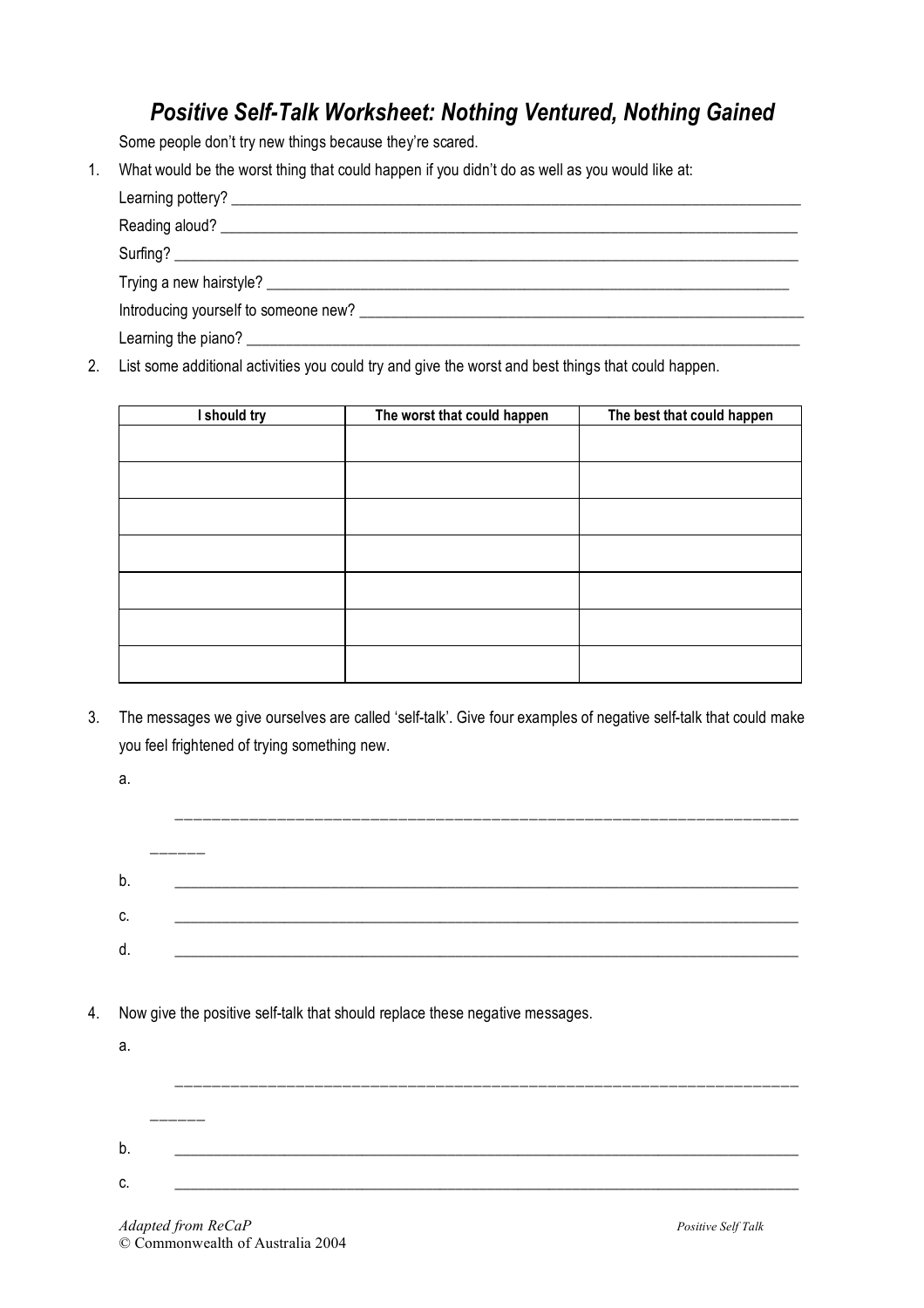# *Positive Self-Talk Worksheet: Nothing Ventured, Nothing Gained*

Some people don't try new things because they're scared.

1. What would be the worst thing that could happen if you didn't do as well as you would like at:

   Learning pottery? ______________________________________________________________________

   Reading aloud? ______________________________________________________________________

   Surfing? ______________________________________________________________________

   Trying a new hairstyle? ______________________________________________________________

   Introducing yourself to someone new? ______________________________________________________

   Learning the piano? ______________________________________________________________

2. List some additional activities you could try and give the worst and best things that could happen.

| I should try | The worst that could happen | The best that could happen |
|---|---|---|
| | | |
| | | |
| | | |
| | | |
| | | |
| | | |
| | | |

3. The messages we give ourselves are called 'self-talk'. Give four examples of negative self-talk that could make you feel frightened of trying something new.

   a. ______________________________________________________________________ ______

   b. ______________________________________________________________________

   c. ______________________________________________________________________

   d. ______________________________________________________________________

4. Now give the positive self-talk that should replace these negative messages.

   a. ______________________________________________________________________ ______

   b. ______________________________________________________________________

   c. ______________________________________________________________________

*Adapted from ReCaP*
© Commonwealth of Australia 2004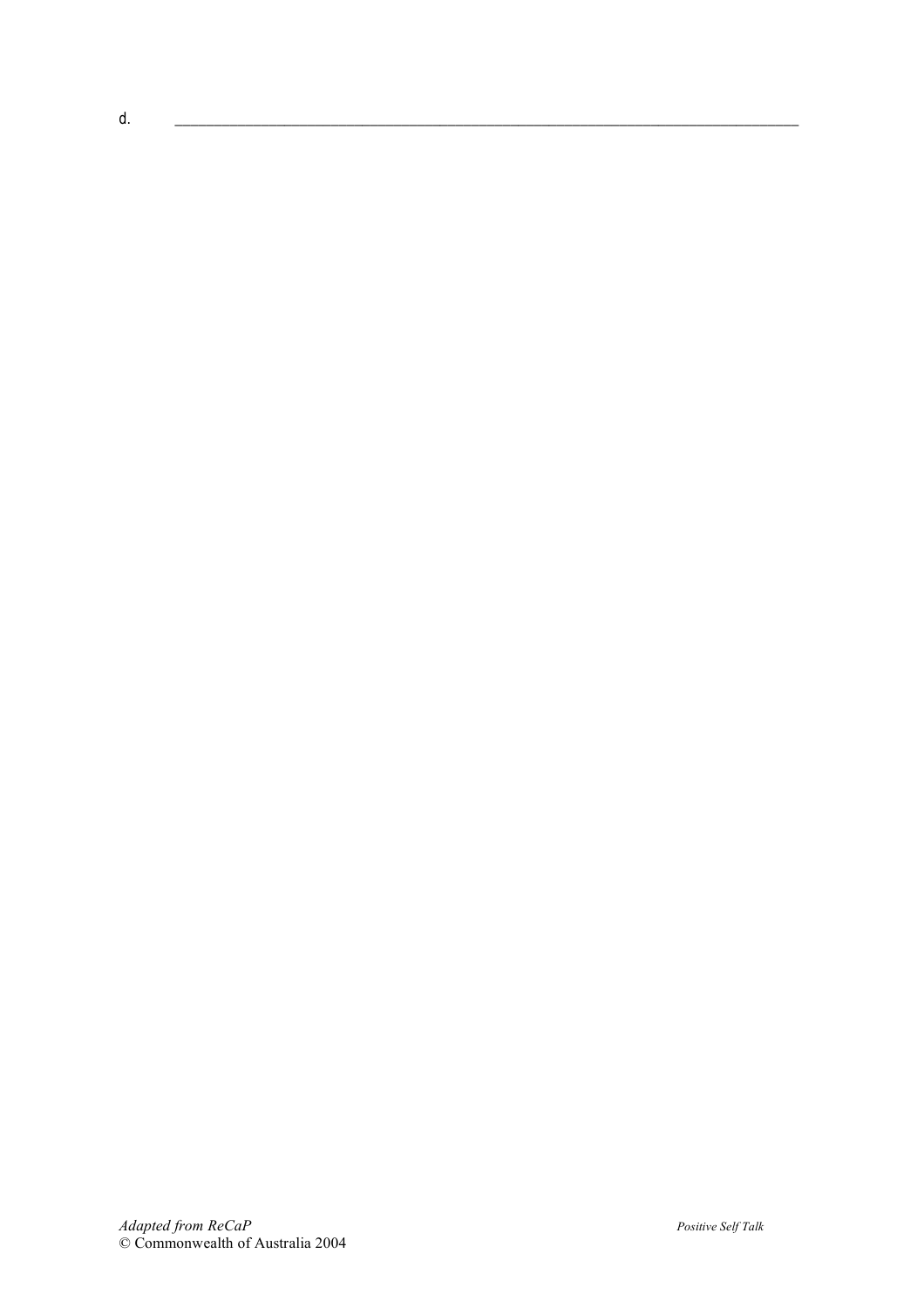d. ____________________________________________________________________________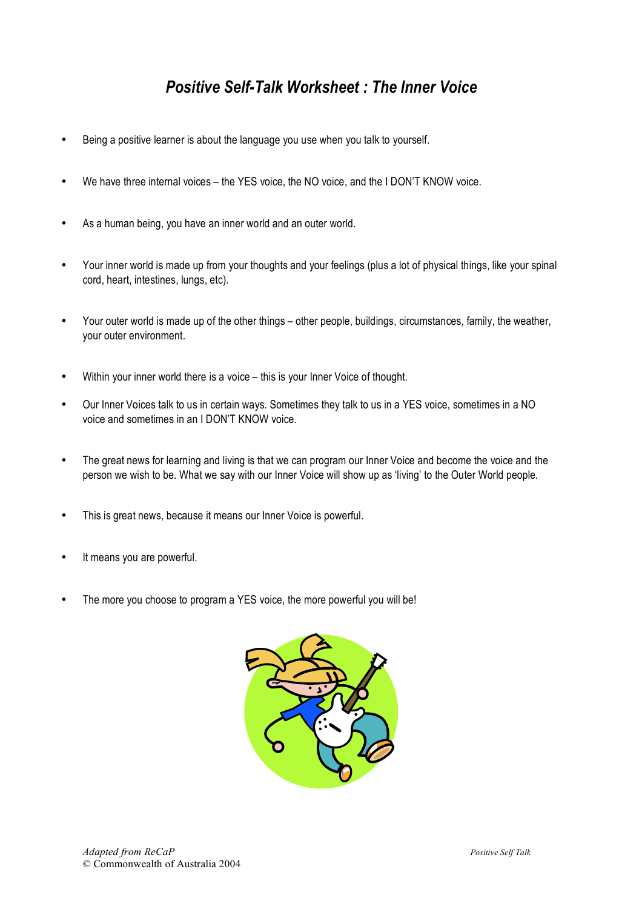# *Positive Self-Talk Worksheet : The Inner Voice*

- Being a positive learner is about the language you use when you talk to yourself.
- We have three internal voices – the YES voice, the NO voice, and the I DON'T KNOW voice.
- As a human being, you have an inner world and an outer world.
- Your inner world is made up from your thoughts and your feelings (plus a lot of physical things, like your spinal cord, heart, intestines, lungs, etc).
- Your outer world is made up of the other things – other people, buildings, circumstances, family, the weather, your outer environment.
- Within your inner world there is a voice – this is your Inner Voice of thought.
- Our Inner Voices talk to us in certain ways. Sometimes they talk to us in a YES voice, sometimes in a NO voice and sometimes in an I DON'T KNOW voice.
- The great news for learning and living is that we can program our Inner Voice and become the voice and the person we wish to be. What we say with our Inner Voice will show up as 'living' to the Outer World people.
- This is great news, because it means our Inner Voice is powerful.
- It means you are powerful.
- The more you choose to program a YES voice, the more powerful you will be!

*Adapted from ReCaP*
© Commonwealth of Australia 2004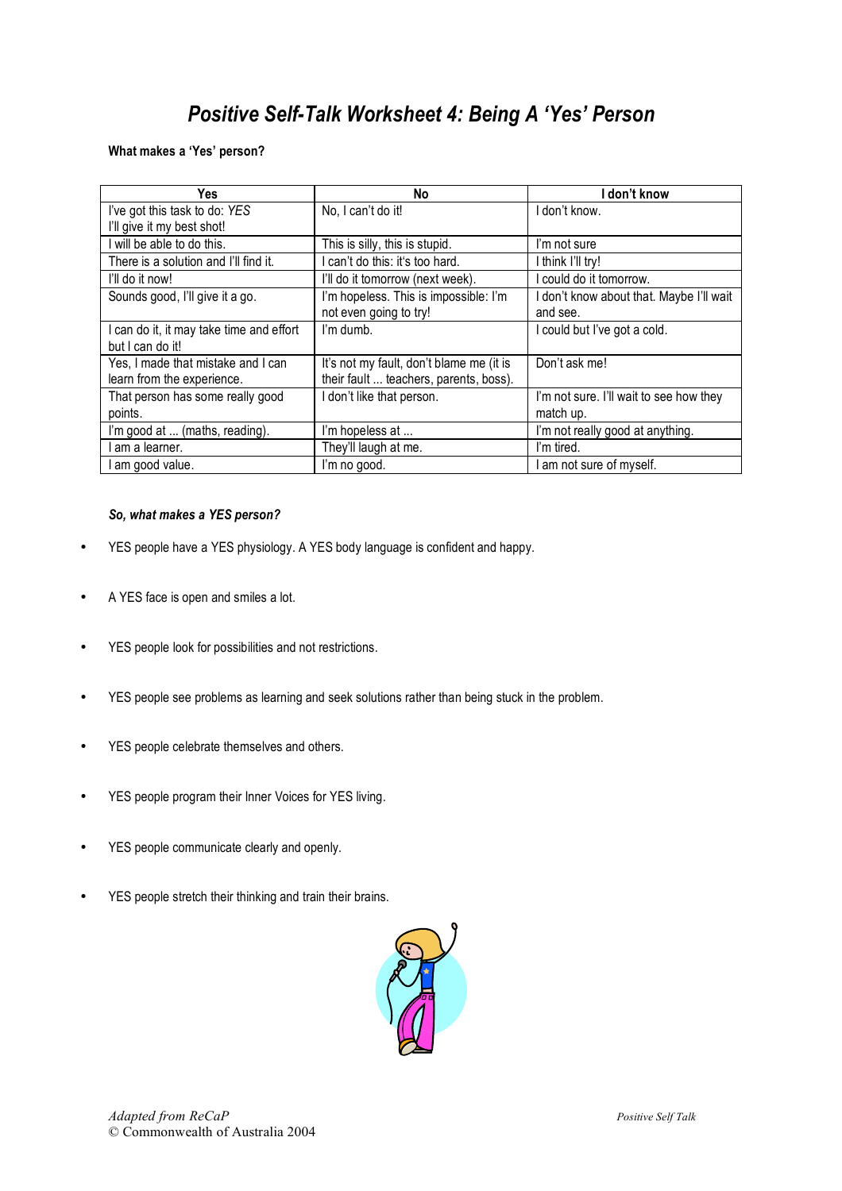# *Positive Self-Talk Worksheet 4: Being A 'Yes' Person*

**What makes a 'Yes' person?**

| Yes | No | I don't know |
|---|---|---|
| I've got this task to do: *YES* I'll give it my best shot! | No, I can't do it! | I don't know. |
| I will be able to do this. | This is silly, this is stupid. | I'm not sure |
| There is a solution and I'll find it. | I can't do this: it's too hard. | I think I'll try! |
| I'll do it now! | I'll do it tomorrow (next week). | I could do it tomorrow. |
| Sounds good, I'll give it a go. | I'm hopeless. This is impossible: I'm not even going to try! | I don't know about that. Maybe I'll wait and see. |
| I can do it, it may take time and effort but I can do it! | I'm dumb. | I could but I've got a cold. |
| Yes, I made that mistake and I can learn from the experience. | It's not my fault, don't blame me (it is their fault ... teachers, parents, boss). | Don't ask me! |
| That person has some really good points. | I don't like that person. | I'm not sure. I'll wait to see how they match up. |
| I'm good at ... (maths, reading). | I'm hopeless at ... | I'm not really good at anything. |
| I am a learner. | They'll laugh at me. | I'm tired. |
| I am good value. | I'm no good. | I am not sure of myself. |

***So, what makes a YES person?***

- YES people have a YES physiology. A YES body language is confident and happy.
- A YES face is open and smiles a lot.
- YES people look for possibilities and not restrictions.
- YES people see problems as learning and seek solutions rather than being stuck in the problem.
- YES people celebrate themselves and others.
- YES people program their Inner Voices for YES living.
- YES people communicate clearly and openly.
- YES people stretch their thinking and train their brains.

*Adapted from ReCaP*
© Commonwealth of Australia 2004